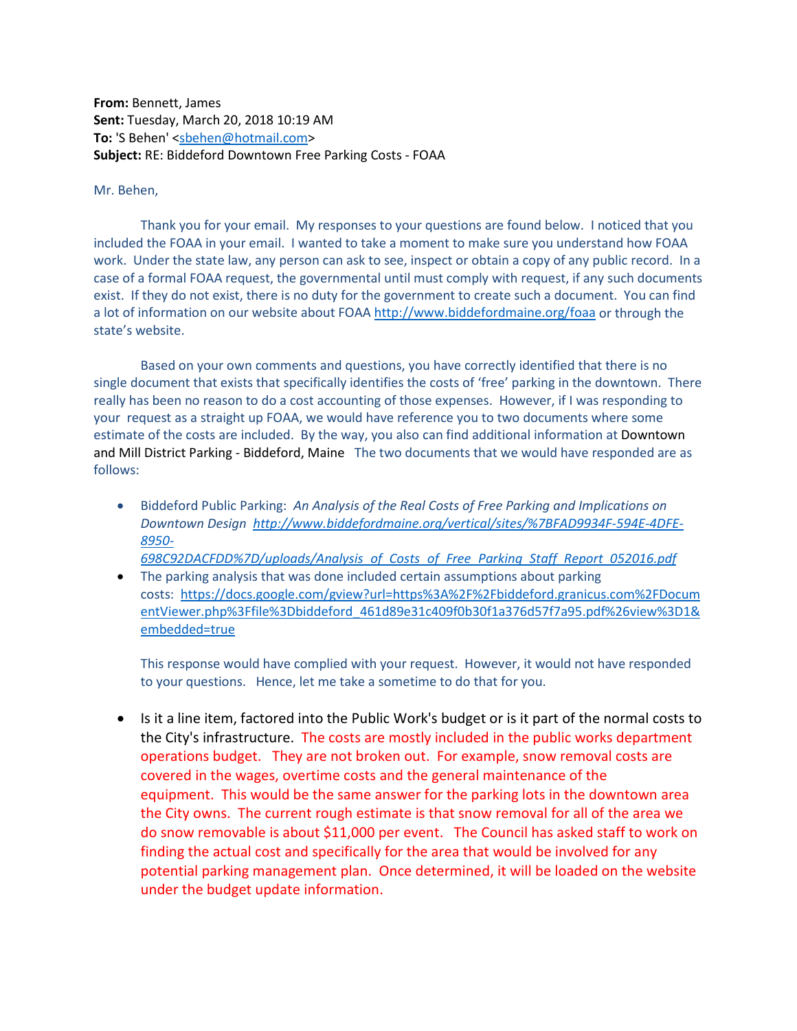**From:** Bennett, James
**Sent:** Tuesday, March 20, 2018 10:19 AM
**To:** 'S Behen' <sbehen@hotmail.com>
**Subject:** RE: Biddeford Downtown Free Parking Costs - FOAA

Mr. Behen,

Thank you for your email. My responses to your questions are found below. I noticed that you included the FOAA in your email. I wanted to take a moment to make sure you understand how FOAA work. Under the state law, any person can ask to see, inspect or obtain a copy of any public record. In a case of a formal FOAA request, the governmental until must comply with request, if any such documents exist. If they do not exist, there is no duty for the government to create such a document. You can find a lot of information on our website about FOAA http://www.biddefordmaine.org/foaa or through the state's website.

Based on your own comments and questions, you have correctly identified that there is no single document that exists that specifically identifies the costs of 'free' parking in the downtown. There really has been no reason to do a cost accounting of those expenses. However, if I was responding to your request as a straight up FOAA, we would have reference you to two documents where some estimate of the costs are included. By the way, you also can find additional information at Downtown and Mill District Parking - Biddeford, Maine The two documents that we would have responded are as follows:

- Biddeford Public Parking: *An Analysis of the Real Costs of Free Parking and Implications on Downtown Design* http://www.biddefordmaine.org/vertical/sites/%7BFAD9934F-594E-4DFE-8950-698C92DACFDD%7D/uploads/Analysis_of_Costs_of_Free_Parking_Staff_Report_052016.pdf
- The parking analysis that was done included certain assumptions about parking costs: https://docs.google.com/gview?url=https%3A%2F%2Fbiddeford.granicus.com%2FDocumentViewer.php%3Ffile%3Dbiddeford_461d89e31c409f0b30f1a376d57f7a95.pdf%26view%3D1&embedded=true

  This response would have complied with your request. However, it would not have responded to your questions. Hence, let me take a sometime to do that for you.

- Is it a line item, factored into the Public Work's budget or is it part of the normal costs to the City's infrastructure. The costs are mostly included in the public works department operations budget. They are not broken out. For example, snow removal costs are covered in the wages, overtime costs and the general maintenance of the equipment. This would be the same answer for the parking lots in the downtown area the City owns. The current rough estimate is that snow removal for all of the area we do snow removable is about $11,000 per event. The Council has asked staff to work on finding the actual cost and specifically for the area that would be involved for any potential parking management plan. Once determined, it will be loaded on the website under the budget update information.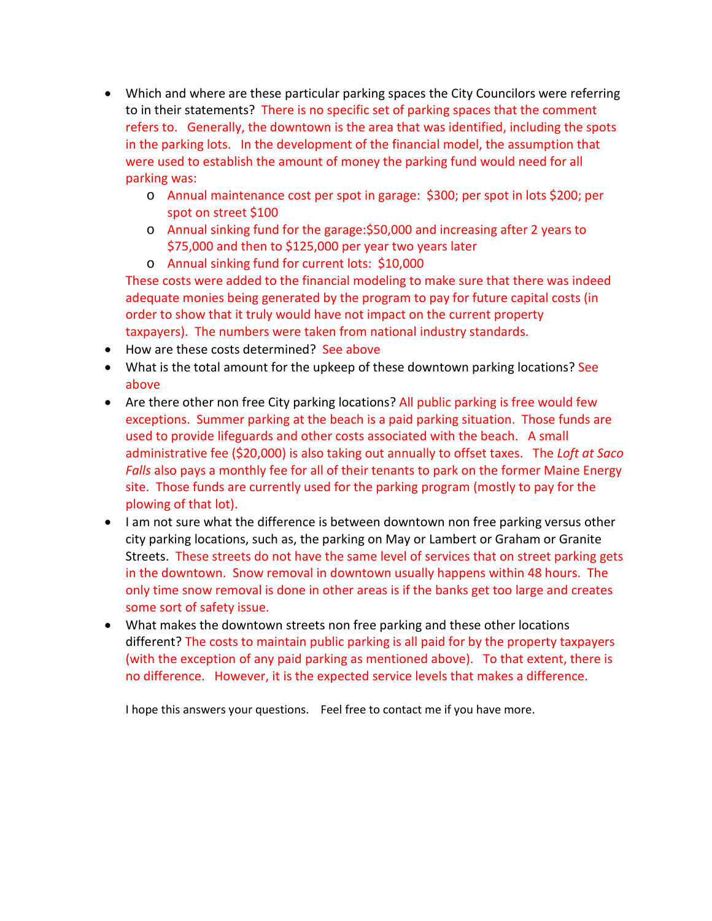- Which and where are these particular parking spaces the City Councilors were referring to in their statements? There is no specific set of parking spaces that the comment refers to. Generally, the downtown is the area that was identified, including the spots in the parking lots. In the development of the financial model, the assumption that were used to establish the amount of money the parking fund would need for all parking was:
  - Annual maintenance cost per spot in garage: $300; per spot in lots $200; per spot on street $100
  - Annual sinking fund for the garage:$50,000 and increasing after 2 years to $75,000 and then to $125,000 per year two years later
  - Annual sinking fund for current lots: $10,000

  These costs were added to the financial modeling to make sure that there was indeed adequate monies being generated by the program to pay for future capital costs (in order to show that it truly would have not impact on the current property taxpayers). The numbers were taken from national industry standards.
- How are these costs determined? See above
- What is the total amount for the upkeep of these downtown parking locations? See above
- Are there other non free City parking locations? All public parking is free would few exceptions. Summer parking at the beach is a paid parking situation. Those funds are used to provide lifeguards and other costs associated with the beach. A small administrative fee ($20,000) is also taking out annually to offset taxes. The *Loft at Saco Falls* also pays a monthly fee for all of their tenants to park on the former Maine Energy site. Those funds are currently used for the parking program (mostly to pay for the plowing of that lot).
- I am not sure what the difference is between downtown non free parking versus other city parking locations, such as, the parking on May or Lambert or Graham or Granite Streets. These streets do not have the same level of services that on street parking gets in the downtown. Snow removal in downtown usually happens within 48 hours. The only time snow removal is done in other areas is if the banks get too large and creates some sort of safety issue.
- What makes the downtown streets non free parking and these other locations different? The costs to maintain public parking is all paid for by the property taxpayers (with the exception of any paid parking as mentioned above). To that extent, there is no difference. However, it is the expected service levels that makes a difference.

I hope this answers your questions. Feel free to contact me if you have more.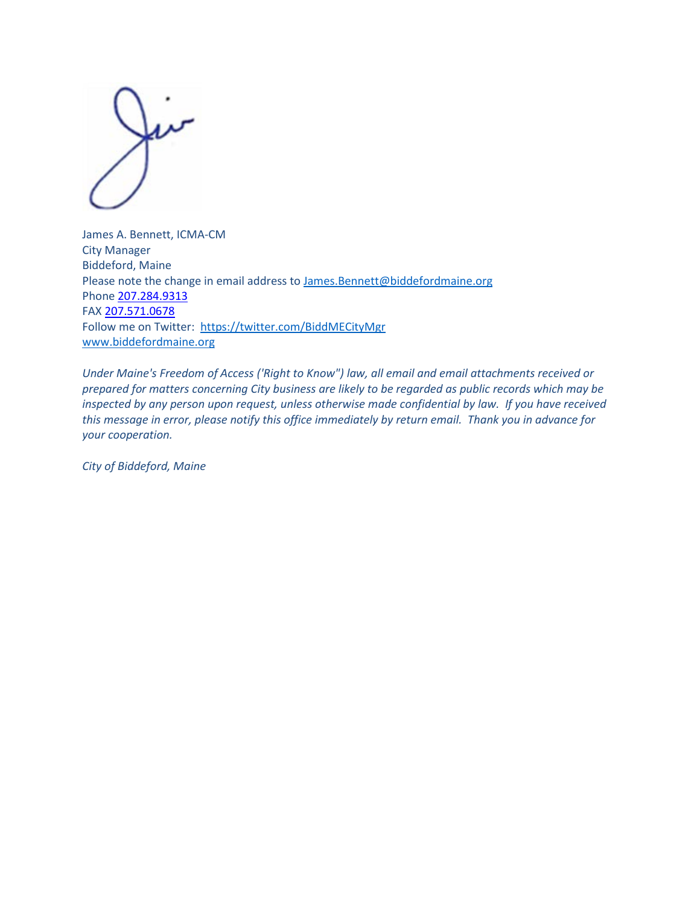James A. Bennett, ICMA-CM
City Manager
Biddeford, Maine
Please note the change in email address to James.Bennett@biddefordmaine.org
Phone 207.284.9313
FAX 207.571.0678
Follow me on Twitter: https://twitter.com/BiddMECityMgr
www.biddefordmaine.org

*Under Maine's Freedom of Access ('Right to Know") law, all email and email attachments received or prepared for matters concerning City business are likely to be regarded as public records which may be inspected by any person upon request, unless otherwise made confidential by law. If you have received this message in error, please notify this office immediately by return email. Thank you in advance for your cooperation.*

*City of Biddeford, Maine*